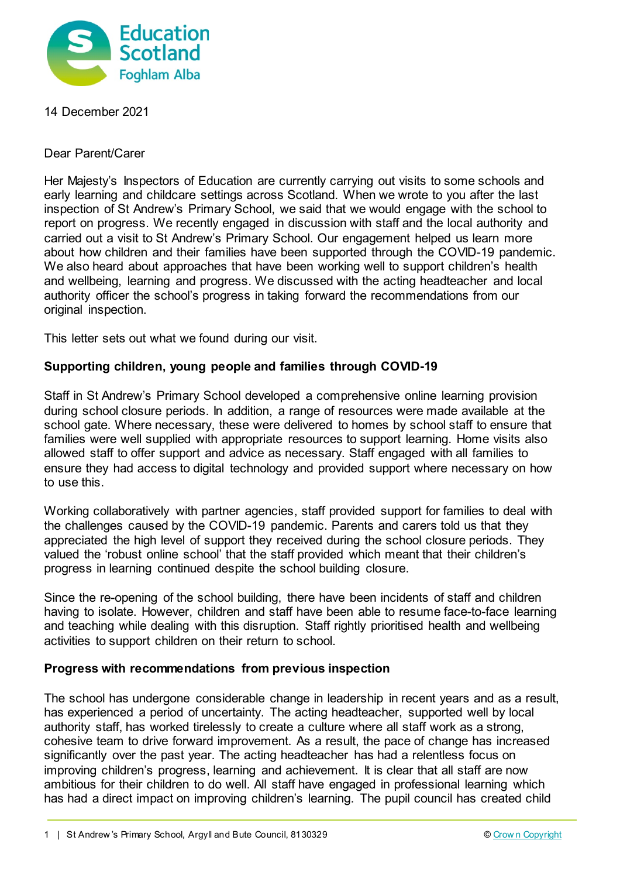14 December 2021

Dear Parent/Carer

Her Majesty's Inspectors of Education are currently carrying out visits to some schools and early learning and childcare settings across Scotland. When we wrote to you after the last inspection of St Andrew's Primary School, we said that we would engage with the school to report on progress. We recently engaged in discussion with staff and the local authority and carried out a visit to St Andrew's Primary School. Our engagement helped us learn more about how children and their families have been supported through the COVID-19 pandemic. We also heard about approaches that have been working well to support children's health and wellbeing, learning and progress. We discussed with the acting headteacher and local authority officer the school's progress in taking forward the recommendations from our original inspection.

This letter sets out what we found during our visit.

**Supporting children, young people and families through COVID-19**

Staff in St Andrew's Primary School developed a comprehensive online learning provision during school closure periods. In addition, a range of resources were made available at the school gate. Where necessary, these were delivered to homes by school staff to ensure that families were well supplied with appropriate resources to support learning. Home visits also allowed staff to offer support and advice as necessary. Staff engaged with all families to ensure they had access to digital technology and provided support where necessary on how to use this.

Working collaboratively with partner agencies, staff provided support for families to deal with the challenges caused by the COVID-19 pandemic. Parents and carers told us that they appreciated the high level of support they received during the school closure periods. They valued the 'robust online school' that the staff provided which meant that their children's progress in learning continued despite the school building closure.

Since the re-opening of the school building, there have been incidents of staff and children having to isolate. However, children and staff have been able to resume face-to-face learning and teaching while dealing with this disruption. Staff rightly prioritised health and wellbeing activities to support children on their return to school.

**Progress with recommendations from previous inspection**

The school has undergone considerable change in leadership in recent years and as a result, has experienced a period of uncertainty. The acting headteacher, supported well by local authority staff, has worked tirelessly to create a culture where all staff work as a strong, cohesive team to drive forward improvement. As a result, the pace of change has increased significantly over the past year. The acting headteacher has had a relentless focus on improving children's progress, learning and achievement. It is clear that all staff are now ambitious for their children to do well. All staff have engaged in professional learning which has had a direct impact on improving children's learning. The pupil council has created child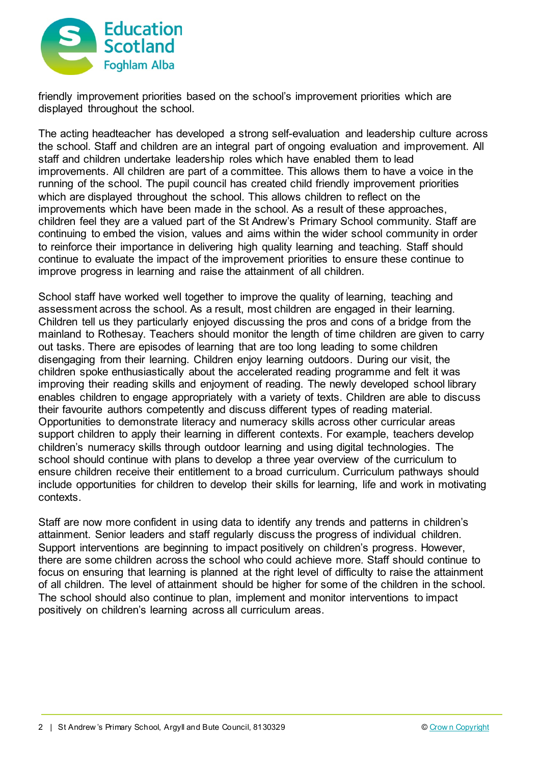friendly improvement priorities based on the school's improvement priorities which are displayed throughout the school.

The acting headteacher has developed a strong self-evaluation and leadership culture across the school. Staff and children are an integral part of ongoing evaluation and improvement. All staff and children undertake leadership roles which have enabled them to lead improvements. All children are part of a committee. This allows them to have a voice in the running of the school. The pupil council has created child friendly improvement priorities which are displayed throughout the school. This allows children to reflect on the improvements which have been made in the school. As a result of these approaches, children feel they are a valued part of the St Andrew's Primary School community. Staff are continuing to embed the vision, values and aims within the wider school community in order to reinforce their importance in delivering high quality learning and teaching. Staff should continue to evaluate the impact of the improvement priorities to ensure these continue to improve progress in learning and raise the attainment of all children.

School staff have worked well together to improve the quality of learning, teaching and assessment across the school. As a result, most children are engaged in their learning. Children tell us they particularly enjoyed discussing the pros and cons of a bridge from the mainland to Rothesay. Teachers should monitor the length of time children are given to carry out tasks. There are episodes of learning that are too long leading to some children disengaging from their learning. Children enjoy learning outdoors. During our visit, the children spoke enthusiastically about the accelerated reading programme and felt it was improving their reading skills and enjoyment of reading. The newly developed school library enables children to engage appropriately with a variety of texts. Children are able to discuss their favourite authors competently and discuss different types of reading material. Opportunities to demonstrate literacy and numeracy skills across other curricular areas support children to apply their learning in different contexts. For example, teachers develop children's numeracy skills through outdoor learning and using digital technologies. The school should continue with plans to develop a three year overview of the curriculum to ensure children receive their entitlement to a broad curriculum. Curriculum pathways should include opportunities for children to develop their skills for learning, life and work in motivating contexts.

Staff are now more confident in using data to identify any trends and patterns in children's attainment. Senior leaders and staff regularly discuss the progress of individual children. Support interventions are beginning to impact positively on children's progress. However, there are some children across the school who could achieve more. Staff should continue to focus on ensuring that learning is planned at the right level of difficulty to raise the attainment of all children. The level of attainment should be higher for some of the children in the school. The school should also continue to plan, implement and monitor interventions to impact positively on children's learning across all curriculum areas.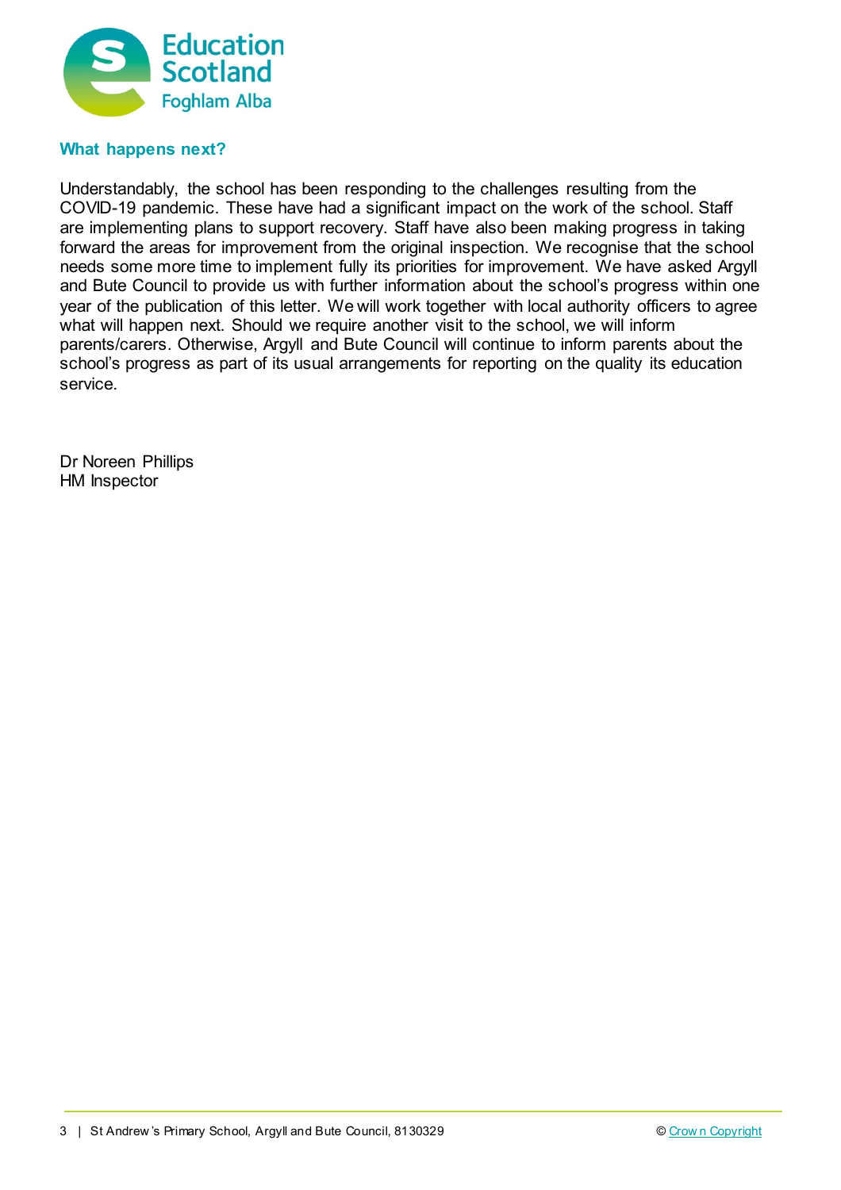### What happens next?

Understandably, the school has been responding to the challenges resulting from the COVID-19 pandemic. These have had a significant impact on the work of the school. Staff are implementing plans to support recovery. Staff have also been making progress in taking forward the areas for improvement from the original inspection. We recognise that the school needs some more time to implement fully its priorities for improvement. We have asked Argyll and Bute Council to provide us with further information about the school's progress within one year of the publication of this letter. We will work together with local authority officers to agree what will happen next. Should we require another visit to the school, we will inform parents/carers. Otherwise, Argyll and Bute Council will continue to inform parents about the school's progress as part of its usual arrangements for reporting on the quality its education service.

Dr Noreen Phillips
HM Inspector